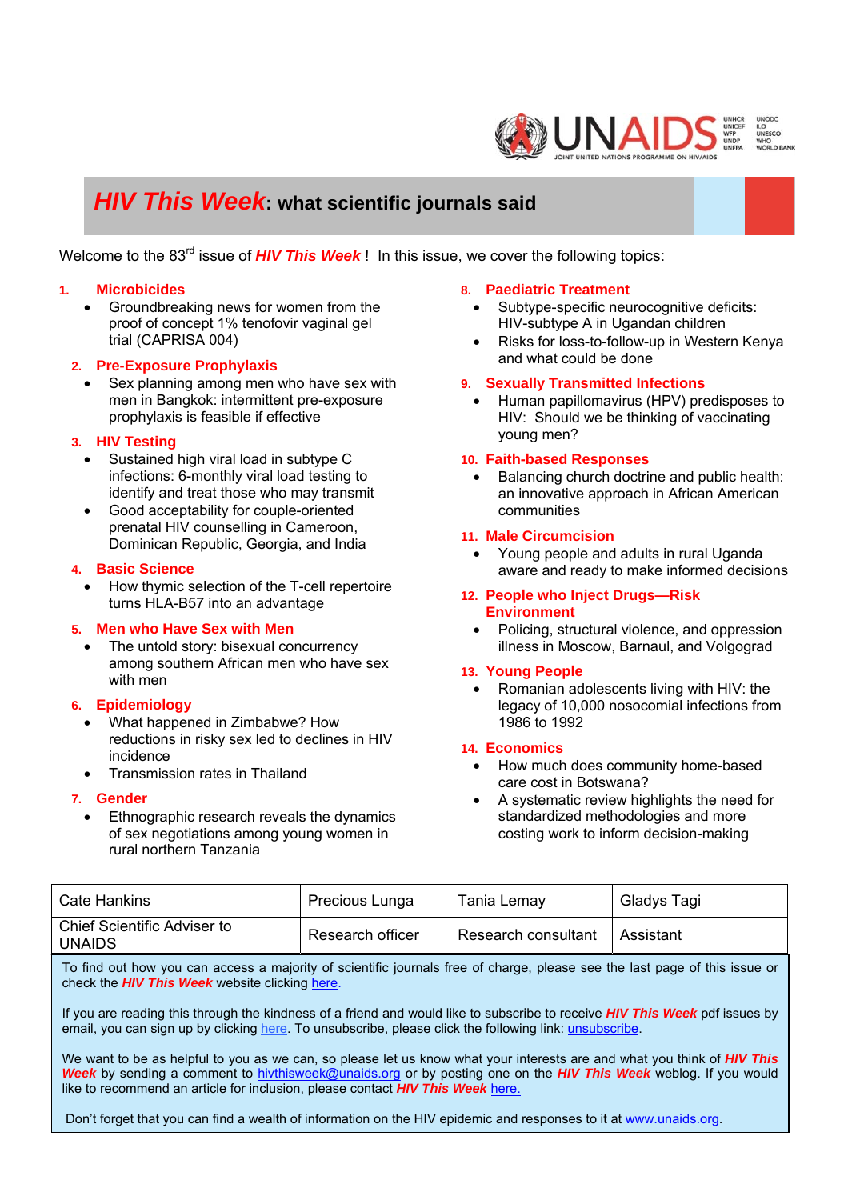# *HIV This Week*: what scientific journals said

Welcome to the 83[rd] issue of ***HIV This Week***! In this issue, we cover the following topics:

1. **Microbicides**
   - Groundbreaking news for women from the proof of concept 1% tenofovir vaginal gel trial (CAPRISA 004)
2. **Pre-Exposure Prophylaxis**
   - Sex planning among men who have sex with men in Bangkok: intermittent pre-exposure prophylaxis is feasible if effective
3. **HIV Testing**
   - Sustained high viral load in subtype C infections: 6-monthly viral load testing to identify and treat those who may transmit
   - Good acceptability for couple-oriented prenatal HIV counselling in Cameroon, Dominican Republic, Georgia, and India
4. **Basic Science**
   - How thymic selection of the T-cell repertoire turns HLA-B57 into an advantage
5. **Men who Have Sex with Men**
   - The untold story: bisexual concurrency among southern African men who have sex with men
6. **Epidemiology**
   - What happened in Zimbabwe? How reductions in risky sex led to declines in HIV incidence
   - Transmission rates in Thailand
7. **Gender**
   - Ethnographic research reveals the dynamics of sex negotiations among young women in rural northern Tanzania
8. **Paediatric Treatment**
   - Subtype-specific neurocognitive deficits: HIV-subtype A in Ugandan children
   - Risks for loss-to-follow-up in Western Kenya and what could be done
9. **Sexually Transmitted Infections**
   - Human papillomavirus (HPV) predisposes to HIV: Should we be thinking of vaccinating young men?
10. **Faith-based Responses**
    - Balancing church doctrine and public health: an innovative approach in African American communities
11. **Male Circumcision**
    - Young people and adults in rural Uganda aware and ready to make informed decisions
12. **People who Inject Drugs—Risk Environment**
    - Policing, structural violence, and oppression illness in Moscow, Barnaul, and Volgograd
13. **Young People**
    - Romanian adolescents living with HIV: the legacy of 10,000 nosocomial infections from 1986 to 1992
14. **Economics**
    - How much does community home-based care cost in Botswana?
    - A systematic review highlights the need for standardized methodologies and more costing work to inform decision-making

| Cate Hankins | Precious Lunga | Tania Lemay | Gladys Tagi |
|---|---|---|---|
| Chief Scientific Adviser to UNAIDS | Research officer | Research consultant | Assistant |

To find out how you can access a majority of scientific journals free of charge, please see the last page of this issue or check the ***HIV This Week*** website clicking here.

If you are reading this through the kindness of a friend and would like to subscribe to receive ***HIV This Week*** pdf issues by email, you can sign up by clicking here. To unsubscribe, please click the following link: unsubscribe.

We want to be as helpful to you as we can, so please let us know what your interests are and what you think of ***HIV This Week*** by sending a comment to hivthisweek@unaids.org or by posting one on the ***HIV This Week*** weblog. If you would like to recommend an article for inclusion, please contact ***HIV This Week*** here.

Don't forget that you can find a wealth of information on the HIV epidemic and responses to it at www.unaids.org.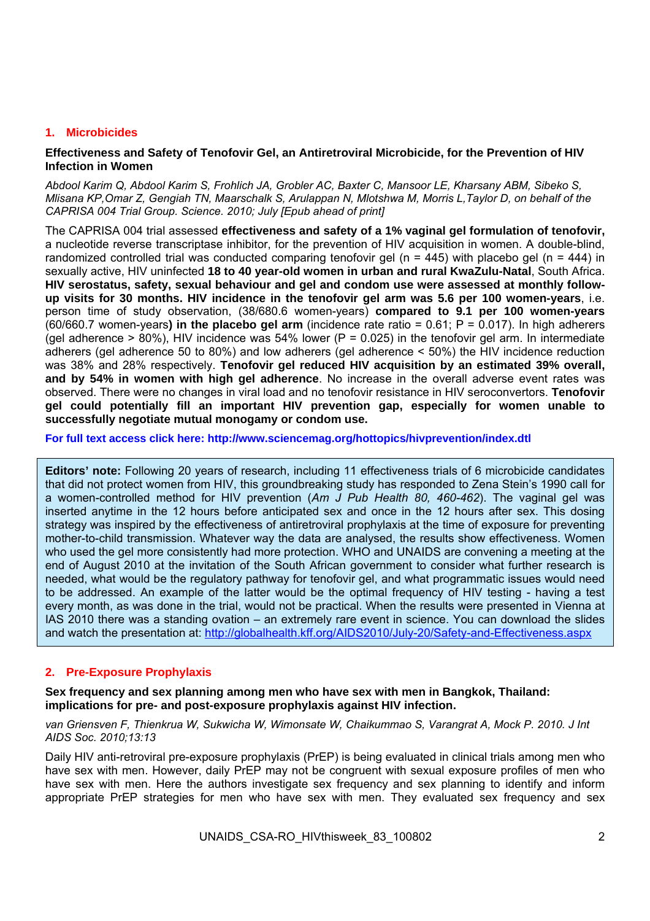## 1. Microbicides

**Effectiveness and Safety of Tenofovir Gel, an Antiretroviral Microbicide, for the Prevention of HIV Infection in Women**

*Abdool Karim Q, Abdool Karim S, Frohlich JA, Grobler AC, Baxter C, Mansoor LE, Kharsany ABM, Sibeko S, Mlisana KP,Omar Z, Gengiah TN, Maarschalk S, Arulappan N, Mlotshwa M, Morris L,Taylor D, on behalf of the CAPRISA 004 Trial Group. Science. 2010; July [Epub ahead of print]*

The CAPRISA 004 trial assessed **effectiveness and safety of a 1% vaginal gel formulation of tenofovir,** a nucleotide reverse transcriptase inhibitor, for the prevention of HIV acquisition in women. A double-blind, randomized controlled trial was conducted comparing tenofovir gel (n = 445) with placebo gel (n = 444) in sexually active, HIV uninfected **18 to 40 year-old women in urban and rural KwaZulu-Natal**, South Africa. **HIV serostatus, safety, sexual behaviour and gel and condom use were assessed at monthly follow-up visits for 30 months. HIV incidence in the tenofovir gel arm was 5.6 per 100 women-years**, i.e. person time of study observation, (38/680.6 women-years) **compared to 9.1 per 100 women-years** (60/660.7 women-years**) in the placebo gel arm** (incidence rate ratio = 0.61; P = 0.017). In high adherers (gel adherence > 80%), HIV incidence was 54% lower (P = 0.025) in the tenofovir gel arm. In intermediate adherers (gel adherence 50 to 80%) and low adherers (gel adherence < 50%) the HIV incidence reduction was 38% and 28% respectively. **Tenofovir gel reduced HIV acquisition by an estimated 39% overall, and by 54% in women with high gel adherence**. No increase in the overall adverse event rates was observed. There were no changes in viral load and no tenofovir resistance in HIV seroconvertors. **Tenofovir gel could potentially fill an important HIV prevention gap, especially for women unable to successfully negotiate mutual monogamy or condom use.**

**For full text access click here: http://www.sciencemag.org/hottopics/hivprevention/index.dtl**

**Editors' note:** Following 20 years of research, including 11 effectiveness trials of 6 microbicide candidates that did not protect women from HIV, this groundbreaking study has responded to Zena Stein's 1990 call for a women-controlled method for HIV prevention (*Am J Pub Health 80, 460-462*). The vaginal gel was inserted anytime in the 12 hours before anticipated sex and once in the 12 hours after sex. This dosing strategy was inspired by the effectiveness of antiretroviral prophylaxis at the time of exposure for preventing mother-to-child transmission. Whatever way the data are analysed, the results show effectiveness. Women who used the gel more consistently had more protection. WHO and UNAIDS are convening a meeting at the end of August 2010 at the invitation of the South African government to consider what further research is needed, what would be the regulatory pathway for tenofovir gel, and what programmatic issues would need to be addressed. An example of the latter would be the optimal frequency of HIV testing - having a test every month, as was done in the trial, would not be practical. When the results were presented in Vienna at IAS 2010 there was a standing ovation – an extremely rare event in science. You can download the slides and watch the presentation at: http://globalhealth.kff.org/AIDS2010/July-20/Safety-and-Effectiveness.aspx

## 2. Pre-Exposure Prophylaxis

**Sex frequency and sex planning among men who have sex with men in Bangkok, Thailand: implications for pre- and post-exposure prophylaxis against HIV infection.**

*van Griensven F, Thienkrua W, Sukwicha W, Wimonsate W, Chaikummao S, Varangrat A, Mock P. 2010. J Int AIDS Soc. 2010;13:13*

Daily HIV anti-retroviral pre-exposure prophylaxis (PrEP) is being evaluated in clinical trials among men who have sex with men. However, daily PrEP may not be congruent with sexual exposure profiles of men who have sex with men. Here the authors investigate sex frequency and sex planning to identify and inform appropriate PrEP strategies for men who have sex with men. They evaluated sex frequency and sex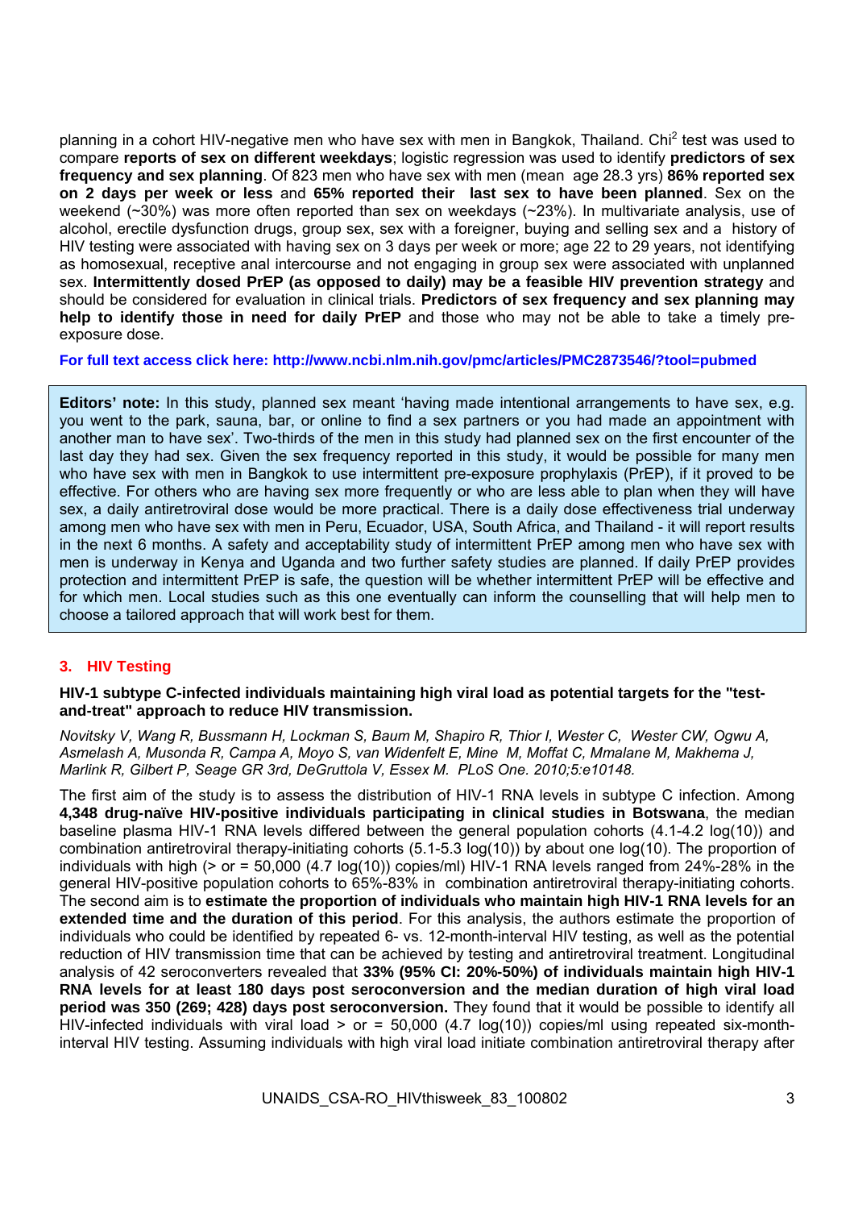planning in a cohort HIV-negative men who have sex with men in Bangkok, Thailand. Chi$^2$ test was used to compare **reports of sex on different weekdays**; logistic regression was used to identify **predictors of sex frequency and sex planning**. Of 823 men who have sex with men (mean age 28.3 yrs) **86% reported sex on 2 days per week or less** and **65% reported their last sex to have been planned**. Sex on the weekend (~30%) was more often reported than sex on weekdays (~23%). In multivariate analysis, use of alcohol, erectile dysfunction drugs, group sex, sex with a foreigner, buying and selling sex and a history of HIV testing were associated with having sex on 3 days per week or more; age 22 to 29 years, not identifying as homosexual, receptive anal intercourse and not engaging in group sex were associated with unplanned sex. **Intermittently dosed PrEP (as opposed to daily) may be a feasible HIV prevention strategy** and should be considered for evaluation in clinical trials. **Predictors of sex frequency and sex planning may help to identify those in need for daily PrEP** and those who may not be able to take a timely pre-exposure dose.

**For full text access click here: http://www.ncbi.nlm.nih.gov/pmc/articles/PMC2873546/?tool=pubmed**

> **Editors' note:** In this study, planned sex meant 'having made intentional arrangements to have sex, e.g. you went to the park, sauna, bar, or online to find a sex partners or you had made an appointment with another man to have sex'. Two-thirds of the men in this study had planned sex on the first encounter of the last day they had sex. Given the sex frequency reported in this study, it would be possible for many men who have sex with men in Bangkok to use intermittent pre-exposure prophylaxis (PrEP), if it proved to be effective. For others who are having sex more frequently or who are less able to plan when they will have sex, a daily antiretroviral dose would be more practical. There is a daily dose effectiveness trial underway among men who have sex with men in Peru, Ecuador, USA, South Africa, and Thailand - it will report results in the next 6 months. A safety and acceptability study of intermittent PrEP among men who have sex with men is underway in Kenya and Uganda and two further safety studies are planned. If daily PrEP provides protection and intermittent PrEP is safe, the question will be whether intermittent PrEP will be effective and for which men. Local studies such as this one eventually can inform the counselling that will help men to choose a tailored approach that will work best for them.

## 3. HIV Testing

### HIV-1 subtype C-infected individuals maintaining high viral load as potential targets for the "test-and-treat" approach to reduce HIV transmission.

*Novitsky V, Wang R, Bussmann H, Lockman S, Baum M, Shapiro R, Thior I, Wester C, Wester CW, Ogwu A, Asmelash A, Musonda R, Campa A, Moyo S, van Widenfelt E, Mine M, Moffat C, Mmalane M, Makhema J, Marlink R, Gilbert P, Seage GR 3rd, DeGruttola V, Essex M. PLoS One. 2010;5:e10148.*

The first aim of the study is to assess the distribution of HIV-1 RNA levels in subtype C infection. Among **4,348 drug-naïve HIV-positive individuals participating in clinical studies in Botswana**, the median baseline plasma HIV-1 RNA levels differed between the general population cohorts (4.1-4.2 log(10)) and combination antiretroviral therapy-initiating cohorts (5.1-5.3 log(10)) by about one log(10). The proportion of individuals with high (> or = 50,000 (4.7 log(10)) copies/ml) HIV-1 RNA levels ranged from 24%-28% in the general HIV-positive population cohorts to 65%-83% in combination antiretroviral therapy-initiating cohorts. The second aim is to **estimate the proportion of individuals who maintain high HIV-1 RNA levels for an extended time and the duration of this period**. For this analysis, the authors estimate the proportion of individuals who could be identified by repeated 6- vs. 12-month-interval HIV testing, as well as the potential reduction of HIV transmission time that can be achieved by testing and antiretroviral treatment. Longitudinal analysis of 42 seroconverters revealed that **33% (95% CI: 20%-50%) of individuals maintain high HIV-1 RNA levels for at least 180 days post seroconversion and the median duration of high viral load period was 350 (269; 428) days post seroconversion.** They found that it would be possible to identify all HIV-infected individuals with viral load > or = 50,000 (4.7 log(10)) copies/ml using repeated six-month-interval HIV testing. Assuming individuals with high viral load initiate combination antiretroviral therapy after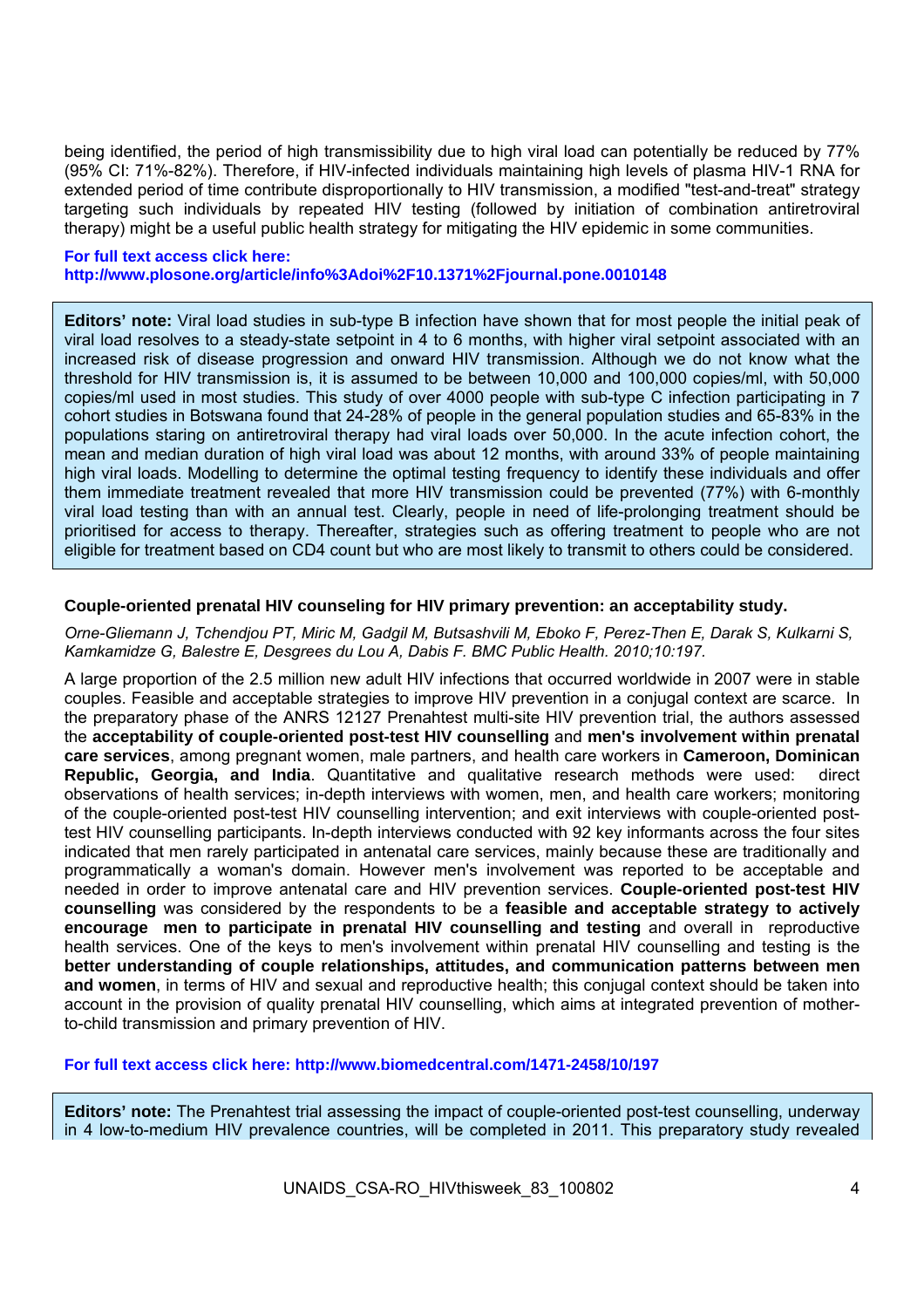being identified, the period of high transmissibility due to high viral load can potentially be reduced by 77% (95% CI: 71%-82%). Therefore, if HIV-infected individuals maintaining high levels of plasma HIV-1 RNA for extended period of time contribute disproportionally to HIV transmission, a modified "test-and-treat" strategy targeting such individuals by repeated HIV testing (followed by initiation of combination antiretroviral therapy) might be a useful public health strategy for mitigating the HIV epidemic in some communities.

**For full text access click here:**
**http://www.plosone.org/article/info%3Adoi%2F10.1371%2Fjournal.pone.0010148**

**Editors' note:** Viral load studies in sub-type B infection have shown that for most people the initial peak of viral load resolves to a steady-state setpoint in 4 to 6 months, with higher viral setpoint associated with an increased risk of disease progression and onward HIV transmission. Although we do not know what the threshold for HIV transmission is, it is assumed to be between 10,000 and 100,000 copies/ml, with 50,000 copies/ml used in most studies. This study of over 4000 people with sub-type C infection participating in 7 cohort studies in Botswana found that 24-28% of people in the general population studies and 65-83% in the populations staring on antiretroviral therapy had viral loads over 50,000. In the acute infection cohort, the mean and median duration of high viral load was about 12 months, with around 33% of people maintaining high viral loads. Modelling to determine the optimal testing frequency to identify these individuals and offer them immediate treatment revealed that more HIV transmission could be prevented (77%) with 6-monthly viral load testing than with an annual test. Clearly, people in need of life-prolonging treatment should be prioritised for access to therapy. Thereafter, strategies such as offering treatment to people who are not eligible for treatment based on CD4 count but who are most likely to transmit to others could be considered.

### Couple-oriented prenatal HIV counseling for HIV primary prevention: an acceptability study.

*Orne-Gliemann J, Tchendjou PT, Miric M, Gadgil M, Butsashvili M, Eboko F, Perez-Then E, Darak S, Kulkarni S, Kamkamidze G, Balestre E, Desgrees du Lou A, Dabis F. BMC Public Health. 2010;10:197.*

A large proportion of the 2.5 million new adult HIV infections that occurred worldwide in 2007 were in stable couples. Feasible and acceptable strategies to improve HIV prevention in a conjugal context are scarce. In the preparatory phase of the ANRS 12127 Prenahtest multi-site HIV prevention trial, the authors assessed the **acceptability of couple-oriented post-test HIV counselling** and **men's involvement within prenatal care services**, among pregnant women, male partners, and health care workers in **Cameroon, Dominican Republic, Georgia, and India**. Quantitative and qualitative research methods were used: direct observations of health services; in-depth interviews with women, men, and health care workers; monitoring of the couple-oriented post-test HIV counselling intervention; and exit interviews with couple-oriented post-test HIV counselling participants. In-depth interviews conducted with 92 key informants across the four sites indicated that men rarely participated in antenatal care services, mainly because these are traditionally and programmatically a woman's domain. However men's involvement was reported to be acceptable and needed in order to improve antenatal care and HIV prevention services. **Couple-oriented post-test HIV counselling** was considered by the respondents to be a **feasible and acceptable strategy to actively encourage men to participate in prenatal HIV counselling and testing** and overall in reproductive health services. One of the keys to men's involvement within prenatal HIV counselling and testing is the **better understanding of couple relationships, attitudes, and communication patterns between men and women**, in terms of HIV and sexual and reproductive health; this conjugal context should be taken into account in the provision of quality prenatal HIV counselling, which aims at integrated prevention of mother-to-child transmission and primary prevention of HIV.

**For full text access click here: http://www.biomedcentral.com/1471-2458/10/197**

**Editors' note:** The Prenahtest trial assessing the impact of couple-oriented post-test counselling, underway in 4 low-to-medium HIV prevalence countries, will be completed in 2011. This preparatory study revealed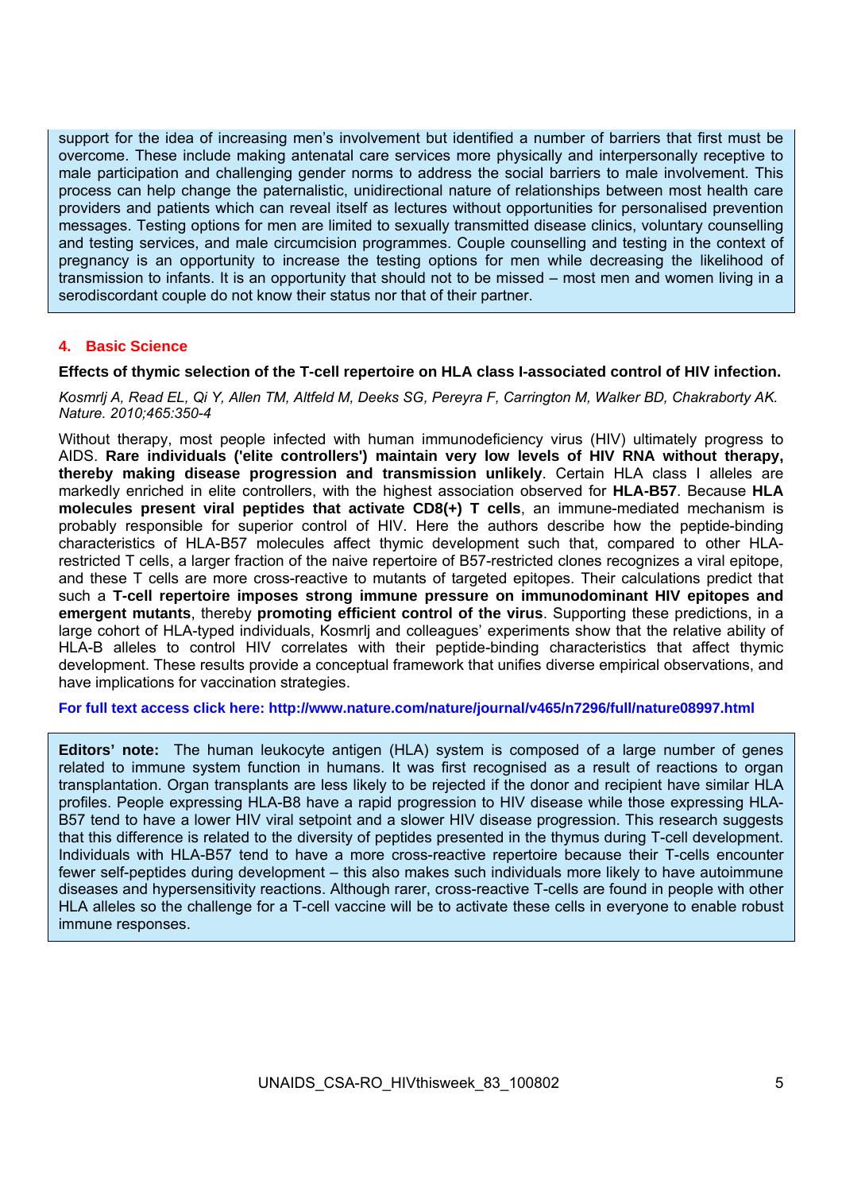support for the idea of increasing men's involvement but identified a number of barriers that first must be overcome. These include making antenatal care services more physically and interpersonally receptive to male participation and challenging gender norms to address the social barriers to male involvement. This process can help change the paternalistic, unidirectional nature of relationships between most health care providers and patients which can reveal itself as lectures without opportunities for personalised prevention messages. Testing options for men are limited to sexually transmitted disease clinics, voluntary counselling and testing services, and male circumcision programmes. Couple counselling and testing in the context of pregnancy is an opportunity to increase the testing options for men while decreasing the likelihood of transmission to infants. It is an opportunity that should not to be missed – most men and women living in a serodiscordant couple do not know their status nor that of their partner.

## 4. Basic Science

**Effects of thymic selection of the T-cell repertoire on HLA class I-associated control of HIV infection.**

*Kosmrlj A, Read EL, Qi Y, Allen TM, Altfeld M, Deeks SG, Pereyra F, Carrington M, Walker BD, Chakraborty AK. Nature. 2010;465:350-4*

Without therapy, most people infected with human immunodeficiency virus (HIV) ultimately progress to AIDS. **Rare individuals ('elite controllers') maintain very low levels of HIV RNA without therapy, thereby making disease progression and transmission unlikely**. Certain HLA class I alleles are markedly enriched in elite controllers, with the highest association observed for **HLA-B57**. Because **HLA molecules present viral peptides that activate CD8(+) T cells**, an immune-mediated mechanism is probably responsible for superior control of HIV. Here the authors describe how the peptide-binding characteristics of HLA-B57 molecules affect thymic development such that, compared to other HLA-restricted T cells, a larger fraction of the naive repertoire of B57-restricted clones recognizes a viral epitope, and these T cells are more cross-reactive to mutants of targeted epitopes. Their calculations predict that such a **T-cell repertoire imposes strong immune pressure on immunodominant HIV epitopes and emergent mutants**, thereby **promoting efficient control of the virus**. Supporting these predictions, in a large cohort of HLA-typed individuals, Kosmrlj and colleagues' experiments show that the relative ability of HLA-B alleles to control HIV correlates with their peptide-binding characteristics that affect thymic development. These results provide a conceptual framework that unifies diverse empirical observations, and have implications for vaccination strategies.

**For full text access click here: http://www.nature.com/nature/journal/v465/n7296/full/nature08997.html**

**Editors' note:** The human leukocyte antigen (HLA) system is composed of a large number of genes related to immune system function in humans. It was first recognised as a result of reactions to organ transplantation. Organ transplants are less likely to be rejected if the donor and recipient have similar HLA profiles. People expressing HLA-B8 have a rapid progression to HIV disease while those expressing HLA-B57 tend to have a lower HIV viral setpoint and a slower HIV disease progression. This research suggests that this difference is related to the diversity of peptides presented in the thymus during T-cell development. Individuals with HLA-B57 tend to have a more cross-reactive repertoire because their T-cells encounter fewer self-peptides during development – this also makes such individuals more likely to have autoimmune diseases and hypersensitivity reactions. Although rarer, cross-reactive T-cells are found in people with other HLA alleles so the challenge for a T-cell vaccine will be to activate these cells in everyone to enable robust immune responses.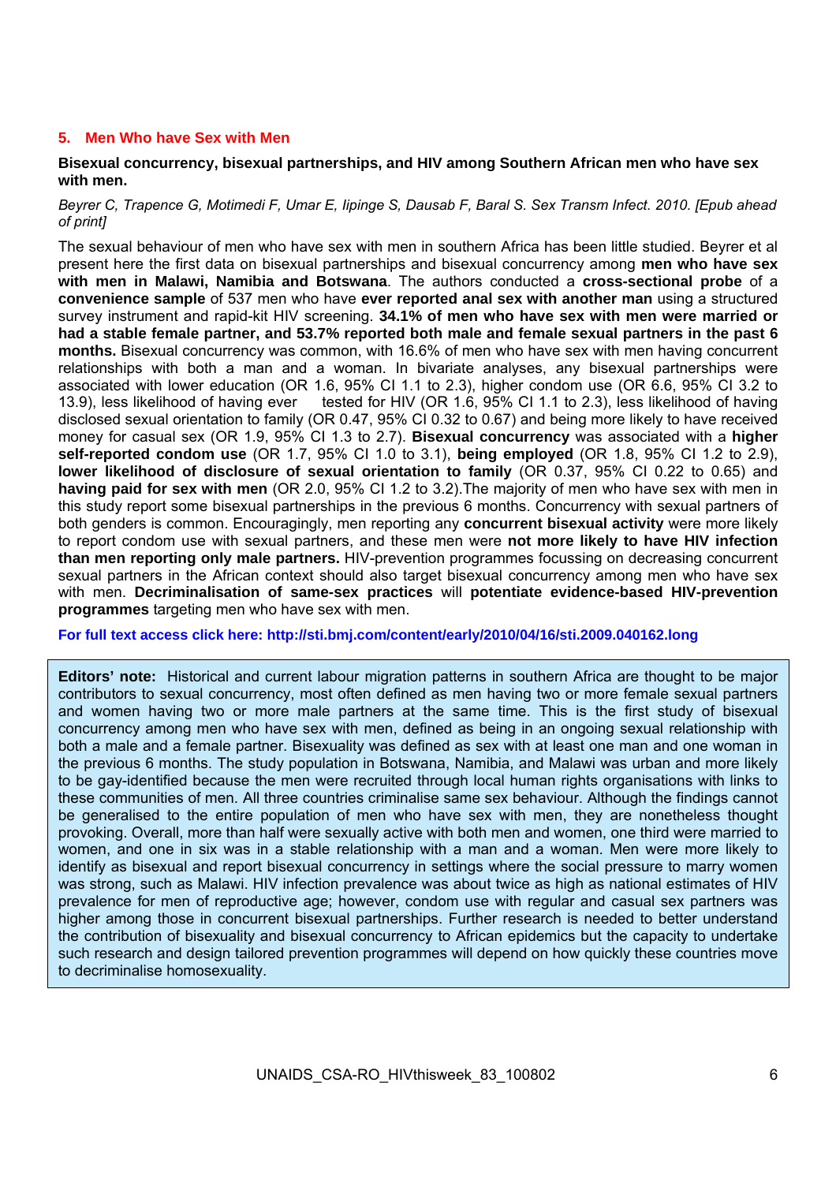## 5. Men Who have Sex with Men

**Bisexual concurrency, bisexual partnerships, and HIV among Southern African men who have sex with men.**

*Beyrer C, Trapence G, Motimedi F, Umar E, Iipinge S, Dausab F, Baral S. Sex Transm Infect. 2010. [Epub ahead of print]*

The sexual behaviour of men who have sex with men in southern Africa has been little studied. Beyrer et al present here the first data on bisexual partnerships and bisexual concurrency among **men who have sex with men in Malawi, Namibia and Botswana**. The authors conducted a **cross-sectional probe** of a **convenience sample** of 537 men who have **ever reported anal sex with another man** using a structured survey instrument and rapid-kit HIV screening. **34.1% of men who have sex with men were married or had a stable female partner, and 53.7% reported both male and female sexual partners in the past 6 months.** Bisexual concurrency was common, with 16.6% of men who have sex with men having concurrent relationships with both a man and a woman. In bivariate analyses, any bisexual partnerships were associated with lower education (OR 1.6, 95% CI 1.1 to 2.3), higher condom use (OR 6.6, 95% CI 3.2 to 13.9), less likelihood of having ever tested for HIV (OR 1.6, 95% CI 1.1 to 2.3), less likelihood of having disclosed sexual orientation to family (OR 0.47, 95% CI 0.32 to 0.67) and being more likely to have received money for casual sex (OR 1.9, 95% CI 1.3 to 2.7). **Bisexual concurrency** was associated with a **higher self-reported condom use** (OR 1.7, 95% CI 1.0 to 3.1), **being employed** (OR 1.8, 95% CI 1.2 to 2.9), **lower likelihood of disclosure of sexual orientation to family** (OR 0.37, 95% CI 0.22 to 0.65) and **having paid for sex with men** (OR 2.0, 95% CI 1.2 to 3.2).The majority of men who have sex with men in this study report some bisexual partnerships in the previous 6 months. Concurrency with sexual partners of both genders is common. Encouragingly, men reporting any **concurrent bisexual activity** were more likely to report condom use with sexual partners, and these men were **not more likely to have HIV infection than men reporting only male partners.** HIV-prevention programmes focussing on decreasing concurrent sexual partners in the African context should also target bisexual concurrency among men who have sex with men. **Decriminalisation of same-sex practices** will **potentiate evidence-based HIV-prevention programmes** targeting men who have sex with men.

**For full text access click here: http://sti.bmj.com/content/early/2010/04/16/sti.2009.040162.long**

**Editors' note:** Historical and current labour migration patterns in southern Africa are thought to be major contributors to sexual concurrency, most often defined as men having two or more female sexual partners and women having two or more male sexual partners at the same time. This is the first study of bisexual concurrency among men who have sex with men, defined as being in an ongoing sexual relationship with both a male and a female partner. Bisexuality was defined as sex with at least one man and one woman in the previous 6 months. The study population in Botswana, Namibia, and Malawi was urban and more likely to be gay-identified because the men were recruited through local human rights organisations with links to these communities of men. All three countries criminalise same sex behaviour. Although the findings cannot be generalised to the entire population of men who have sex with men, they are nonetheless thought provoking. Overall, more than half were sexually active with both men and women, one third were married to women, and one in six was in a stable relationship with a man and a woman. Men were more likely to identify as bisexual and report bisexual concurrency in settings where the social pressure to marry women was strong, such as Malawi. HIV infection prevalence was about twice as high as national estimates of HIV prevalence for men of reproductive age; however, condom use with regular and casual sex partners was higher among those in concurrent bisexual partnerships. Further research is needed to better understand the contribution of bisexuality and bisexual concurrency to African epidemics but the capacity to undertake such research and design tailored prevention programmes will depend on how quickly these countries move to decriminalise homosexuality.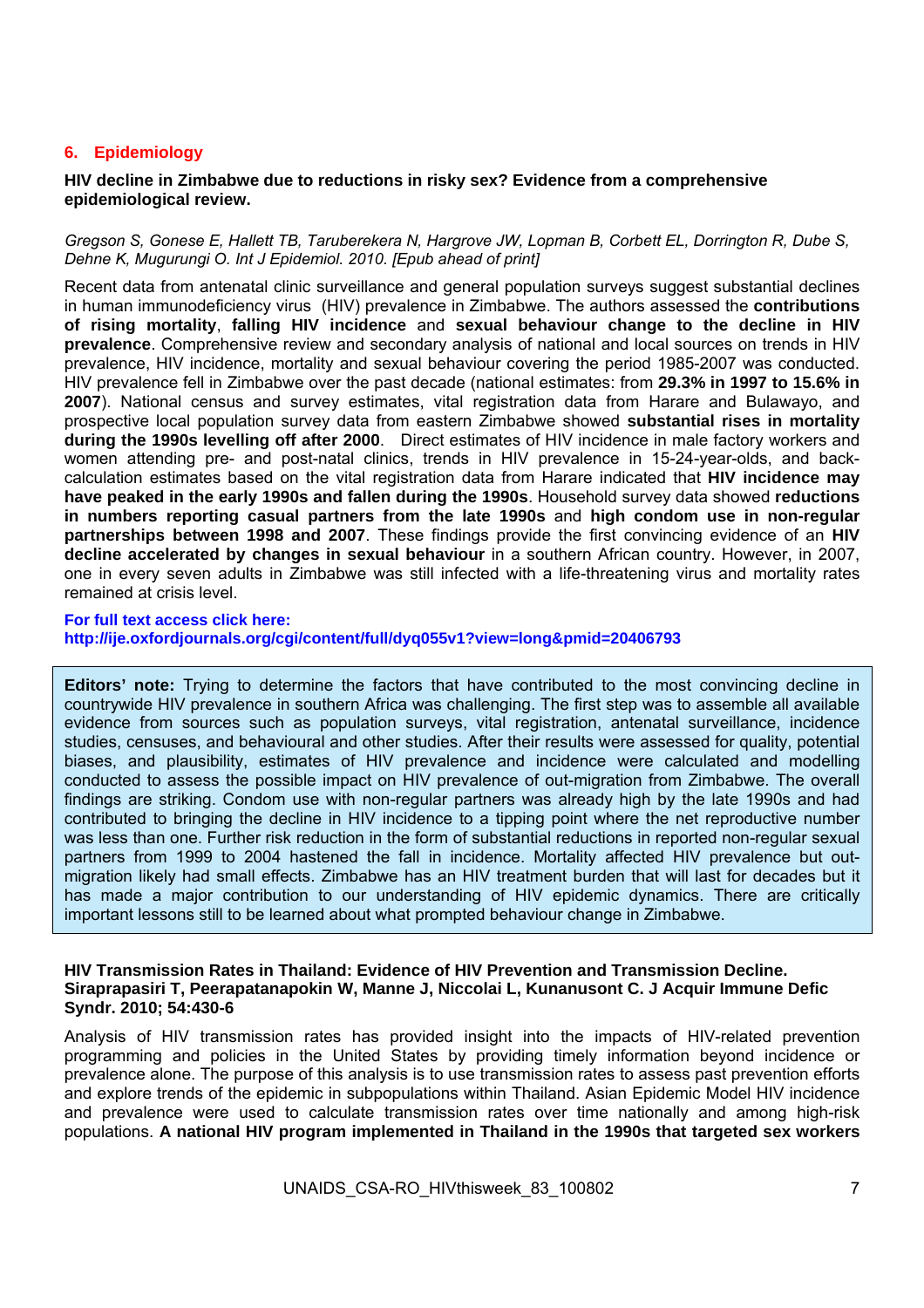## 6. Epidemiology

**HIV decline in Zimbabwe due to reductions in risky sex? Evidence from a comprehensive epidemiological review.**

*Gregson S, Gonese E, Hallett TB, Taruberekera N, Hargrove JW, Lopman B, Corbett EL, Dorrington R, Dube S, Dehne K, Mugurungi O. Int J Epidemiol. 2010. [Epub ahead of print]*

Recent data from antenatal clinic surveillance and general population surveys suggest substantial declines in human immunodeficiency virus (HIV) prevalence in Zimbabwe. The authors assessed the **contributions of rising mortality**, **falling HIV incidence** and **sexual behaviour change to the decline in HIV prevalence**. Comprehensive review and secondary analysis of national and local sources on trends in HIV prevalence, HIV incidence, mortality and sexual behaviour covering the period 1985-2007 was conducted. HIV prevalence fell in Zimbabwe over the past decade (national estimates: from **29.3% in 1997 to 15.6% in 2007**). National census and survey estimates, vital registration data from Harare and Bulawayo, and prospective local population survey data from eastern Zimbabwe showed **substantial rises in mortality during the 1990s levelling off after 2000**. Direct estimates of HIV incidence in male factory workers and women attending pre- and post-natal clinics, trends in HIV prevalence in 15-24-year-olds, and back-calculation estimates based on the vital registration data from Harare indicated that **HIV incidence may have peaked in the early 1990s and fallen during the 1990s**. Household survey data showed **reductions in numbers reporting casual partners from the late 1990s** and **high condom use in non-regular partnerships between 1998 and 2007**. These findings provide the first convincing evidence of an **HIV decline accelerated by changes in sexual behaviour** in a southern African country. However, in 2007, one in every seven adults in Zimbabwe was still infected with a life-threatening virus and mortality rates remained at crisis level.

**For full text access click here:**
**http://ije.oxfordjournals.org/cgi/content/full/dyq055v1?view=long&pmid=20406793**

> **Editors' note:** Trying to determine the factors that have contributed to the most convincing decline in countrywide HIV prevalence in southern Africa was challenging. The first step was to assemble all available evidence from sources such as population surveys, vital registration, antenatal surveillance, incidence studies, censuses, and behavioural and other studies. After their results were assessed for quality, potential biases, and plausibility, estimates of HIV prevalence and incidence were calculated and modelling conducted to assess the possible impact on HIV prevalence of out-migration from Zimbabwe. The overall findings are striking. Condom use with non-regular partners was already high by the late 1990s and had contributed to bringing the decline in HIV incidence to a tipping point where the net reproductive number was less than one. Further risk reduction in the form of substantial reductions in reported non-regular sexual partners from 1999 to 2004 hastened the fall in incidence. Mortality affected HIV prevalence but out-migration likely had small effects. Zimbabwe has an HIV treatment burden that will last for decades but it has made a major contribution to our understanding of HIV epidemic dynamics. There are critically important lessons still to be learned about what prompted behaviour change in Zimbabwe.

**HIV Transmission Rates in Thailand: Evidence of HIV Prevention and Transmission Decline.**
**Siraprapasiri T, Peerapatanapokin W, Manne J, Niccolai L, Kunanusont C. J Acquir Immune Defic Syndr. 2010; 54:430-6**

Analysis of HIV transmission rates has provided insight into the impacts of HIV-related prevention programming and policies in the United States by providing timely information beyond incidence or prevalence alone. The purpose of this analysis is to use transmission rates to assess past prevention efforts and explore trends of the epidemic in subpopulations within Thailand. Asian Epidemic Model HIV incidence and prevalence were used to calculate transmission rates over time nationally and among high-risk populations. **A national HIV program implemented in Thailand in the 1990s that targeted sex workers**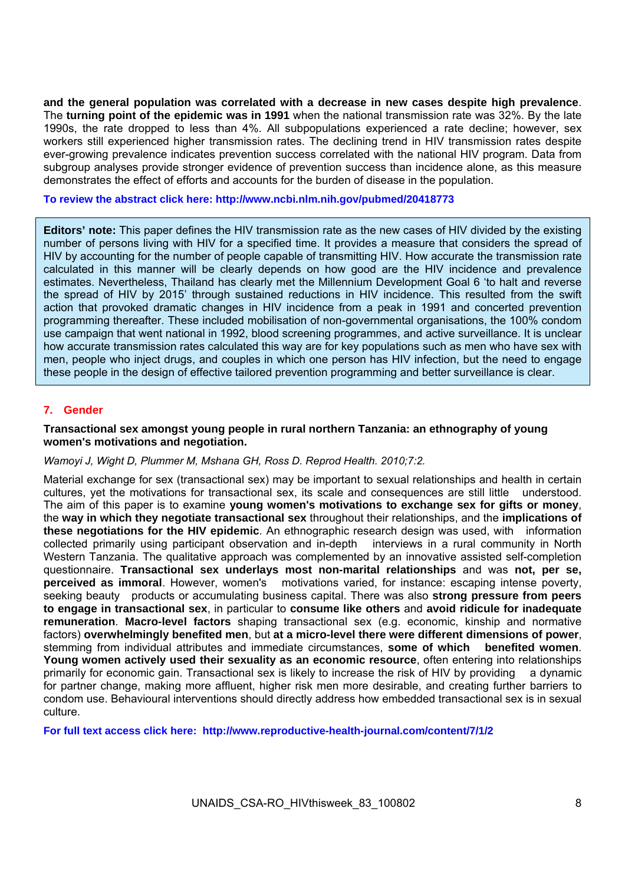**and the general population was correlated with a decrease in new cases despite high prevalence**. The **turning point of the epidemic was in 1991** when the national transmission rate was 32%. By the late 1990s, the rate dropped to less than 4%. All subpopulations experienced a rate decline; however, sex workers still experienced higher transmission rates. The declining trend in HIV transmission rates despite ever-growing prevalence indicates prevention success correlated with the national HIV program. Data from subgroup analyses provide stronger evidence of prevention success than incidence alone, as this measure demonstrates the effect of efforts and accounts for the burden of disease in the population.

**To review the abstract click here: http://www.ncbi.nlm.nih.gov/pubmed/20418773**

> **Editors' note:** This paper defines the HIV transmission rate as the new cases of HIV divided by the existing number of persons living with HIV for a specified time. It provides a measure that considers the spread of HIV by accounting for the number of people capable of transmitting HIV. How accurate the transmission rate calculated in this manner will be clearly depends on how good are the HIV incidence and prevalence estimates. Nevertheless, Thailand has clearly met the Millennium Development Goal 6 'to halt and reverse the spread of HIV by 2015' through sustained reductions in HIV incidence. This resulted from the swift action that provoked dramatic changes in HIV incidence from a peak in 1991 and concerted prevention programming thereafter. These included mobilisation of non-governmental organisations, the 100% condom use campaign that went national in 1992, blood screening programmes, and active surveillance. It is unclear how accurate transmission rates calculated this way are for key populations such as men who have sex with men, people who inject drugs, and couples in which one person has HIV infection, but the need to engage these people in the design of effective tailored prevention programming and better surveillance is clear.

## 7. Gender

### Transactional sex amongst young people in rural northern Tanzania: an ethnography of young women's motivations and negotiation.

*Wamoyi J, Wight D, Plummer M, Mshana GH, Ross D. Reprod Health. 2010;7:2.*

Material exchange for sex (transactional sex) may be important to sexual relationships and health in certain cultures, yet the motivations for transactional sex, its scale and consequences are still little understood. The aim of this paper is to examine **young women's motivations to exchange sex for gifts or money**, the **way in which they negotiate transactional sex** throughout their relationships, and the **implications of these negotiations for the HIV epidemic**. An ethnographic research design was used, with information collected primarily using participant observation and in-depth interviews in a rural community in North Western Tanzania. The qualitative approach was complemented by an innovative assisted self-completion questionnaire. **Transactional sex underlays most non-marital relationships** and was **not, per se, perceived as immoral**. However, women's motivations varied, for instance: escaping intense poverty, seeking beauty products or accumulating business capital. There was also **strong pressure from peers to engage in transactional sex**, in particular to **consume like others** and **avoid ridicule for inadequate remuneration**. **Macro-level factors** shaping transactional sex (e.g. economic, kinship and normative factors) **overwhelmingly benefited men**, but **at a micro-level there were different dimensions of power**, stemming from individual attributes and immediate circumstances, **some of which benefited women**. **Young women actively used their sexuality as an economic resource**, often entering into relationships primarily for economic gain. Transactional sex is likely to increase the risk of HIV by providing a dynamic for partner change, making more affluent, higher risk men more desirable, and creating further barriers to condom use. Behavioural interventions should directly address how embedded transactional sex is in sexual culture.

**For full text access click here: http://www.reproductive-health-journal.com/content/7/1/2**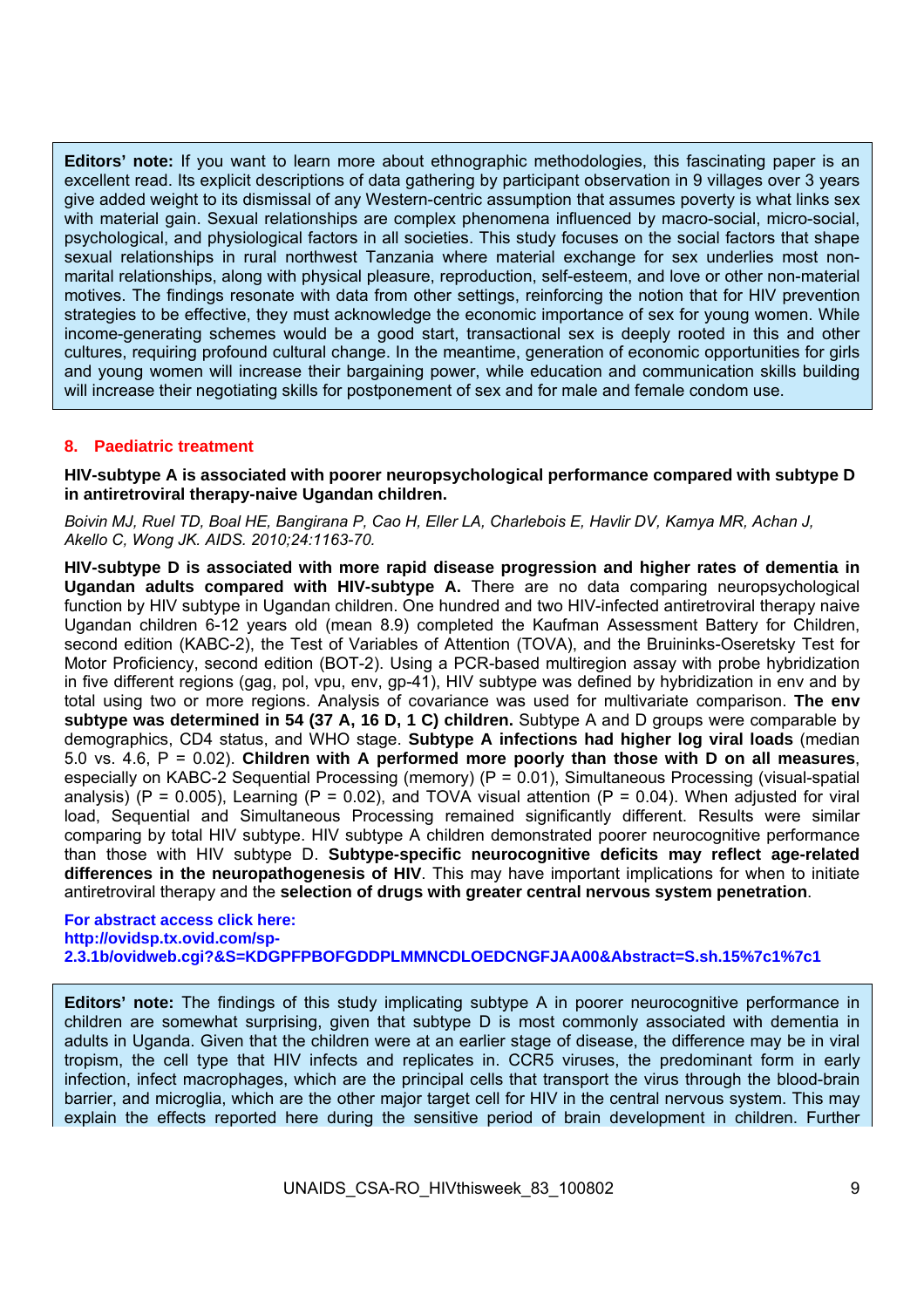**Editors' note:** If you want to learn more about ethnographic methodologies, this fascinating paper is an excellent read. Its explicit descriptions of data gathering by participant observation in 9 villages over 3 years give added weight to its dismissal of any Western-centric assumption that assumes poverty is what links sex with material gain. Sexual relationships are complex phenomena influenced by macro-social, micro-social, psychological, and physiological factors in all societies. This study focuses on the social factors that shape sexual relationships in rural northwest Tanzania where material exchange for sex underlies most non-marital relationships, along with physical pleasure, reproduction, self-esteem, and love or other non-material motives. The findings resonate with data from other settings, reinforcing the notion that for HIV prevention strategies to be effective, they must acknowledge the economic importance of sex for young women. While income-generating schemes would be a good start, transactional sex is deeply rooted in this and other cultures, requiring profound cultural change. In the meantime, generation of economic opportunities for girls and young women will increase their bargaining power, while education and communication skills building will increase their negotiating skills for postponement of sex and for male and female condom use.

## 8. Paediatric treatment

**HIV-subtype A is associated with poorer neuropsychological performance compared with subtype D in antiretroviral therapy-naive Ugandan children.**

*Boivin MJ, Ruel TD, Boal HE, Bangirana P, Cao H, Eller LA, Charlebois E, Havlir DV, Kamya MR, Achan J, Akello C, Wong JK. AIDS. 2010;24:1163-70.*

**HIV-subtype D is associated with more rapid disease progression and higher rates of dementia in Ugandan adults compared with HIV-subtype A.** There are no data comparing neuropsychological function by HIV subtype in Ugandan children. One hundred and two HIV-infected antiretroviral therapy naive Ugandan children 6-12 years old (mean 8.9) completed the Kaufman Assessment Battery for Children, second edition (KABC-2), the Test of Variables of Attention (TOVA), and the Bruininks-Oseretsky Test for Motor Proficiency, second edition (BOT-2). Using a PCR-based multiregion assay with probe hybridization in five different regions (gag, pol, vpu, env, gp-41), HIV subtype was defined by hybridization in env and by total using two or more regions. Analysis of covariance was used for multivariate comparison. **The env subtype was determined in 54 (37 A, 16 D, 1 C) children.** Subtype A and D groups were comparable by demographics, CD4 status, and WHO stage. **Subtype A infections had higher log viral loads** (median 5.0 vs. 4.6, P = 0.02). **Children with A performed more poorly than those with D on all measures**, especially on KABC-2 Sequential Processing (memory) (P = 0.01), Simultaneous Processing (visual-spatial analysis) (P = 0.005), Learning (P = 0.02), and TOVA visual attention (P = 0.04). When adjusted for viral load, Sequential and Simultaneous Processing remained significantly different. Results were similar comparing by total HIV subtype. HIV subtype A children demonstrated poorer neurocognitive performance than those with HIV subtype D. **Subtype-specific neurocognitive deficits may reflect age-related differences in the neuropathogenesis of HIV**. This may have important implications for when to initiate antiretroviral therapy and the **selection of drugs with greater central nervous system penetration**.

**For abstract access click here:**
**http://ovidsp.tx.ovid.com/sp-2.3.1b/ovidweb.cgi?&S=KDGPFPBOFGDDPLMMNCDLOEDCNGFJAA00&Abstract=S.sh.15%7c1%7c1**

**Editors' note:** The findings of this study implicating subtype A in poorer neurocognitive performance in children are somewhat surprising, given that subtype D is most commonly associated with dementia in adults in Uganda. Given that the children were at an earlier stage of disease, the difference may be in viral tropism, the cell type that HIV infects and replicates in. CCR5 viruses, the predominant form in early infection, infect macrophages, which are the principal cells that transport the virus through the blood-brain barrier, and microglia, which are the other major target cell for HIV in the central nervous system. This may explain the effects reported here during the sensitive period of brain development in children. Further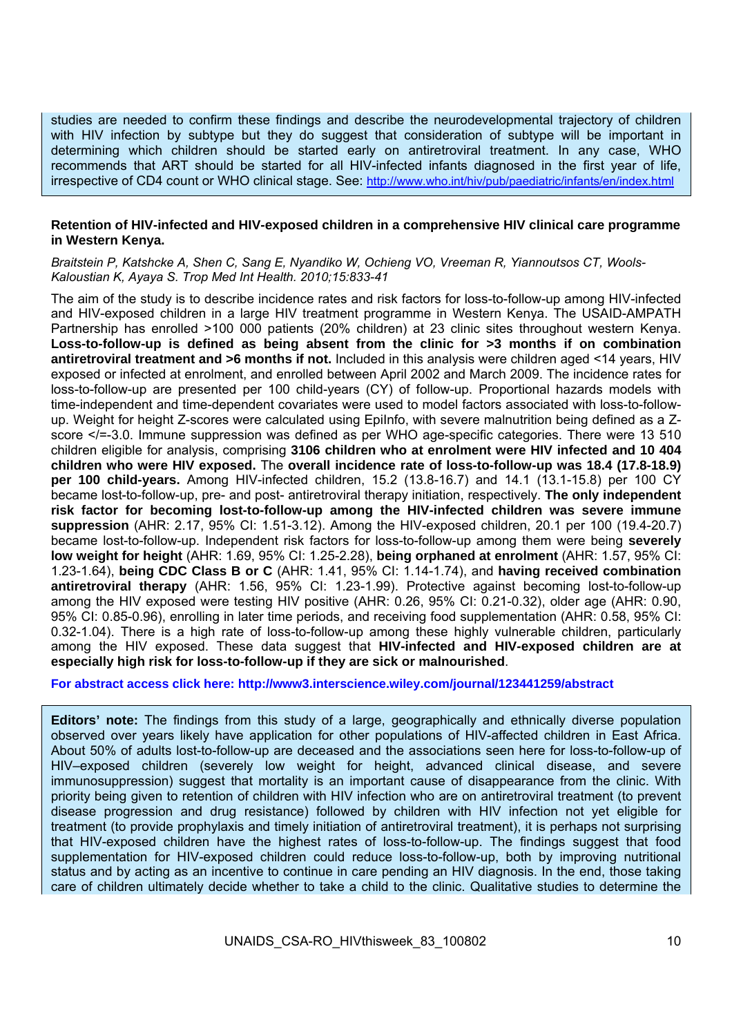studies are needed to confirm these findings and describe the neurodevelopmental trajectory of children with HIV infection by subtype but they do suggest that consideration of subtype will be important in determining which children should be started early on antiretroviral treatment. In any case, WHO recommends that ART should be started for all HIV-infected infants diagnosed in the first year of life, irrespective of CD4 count or WHO clinical stage. See: http://www.who.int/hiv/pub/paediatric/infants/en/index.html

**Retention of HIV-infected and HIV-exposed children in a comprehensive HIV clinical care programme in Western Kenya.**

*Braitstein P, Katshcke A, Shen C, Sang E, Nyandiko W, Ochieng VO, Vreeman R, Yiannoutsos CT, Wools-Kaloustian K, Ayaya S. Trop Med Int Health. 2010;15:833-41*

The aim of the study is to describe incidence rates and risk factors for loss-to-follow-up among HIV-infected and HIV-exposed children in a large HIV treatment programme in Western Kenya. The USAID-AMPATH Partnership has enrolled >100 000 patients (20% children) at 23 clinic sites throughout western Kenya. **Loss-to-follow-up is defined as being absent from the clinic for >3 months if on combination antiretroviral treatment and >6 months if not.** Included in this analysis were children aged <14 years, HIV exposed or infected at enrolment, and enrolled between April 2002 and March 2009. The incidence rates for loss-to-follow-up are presented per 100 child-years (CY) of follow-up. Proportional hazards models with time-independent and time-dependent covariates were used to model factors associated with loss-to-follow-up. Weight for height Z-scores were calculated using EpiInfo, with severe malnutrition being defined as a Z-score </=-3.0. Immune suppression was defined as per WHO age-specific categories. There were 13 510 children eligible for analysis, comprising **3106 children who at enrolment were HIV infected and 10 404 children who were HIV exposed.** The **overall incidence rate of loss-to-follow-up was 18.4 (17.8-18.9) per 100 child-years.** Among HIV-infected children, 15.2 (13.8-16.7) and 14.1 (13.1-15.8) per 100 CY became lost-to-follow-up, pre- and post- antiretroviral therapy initiation, respectively. **The only independent risk factor for becoming lost-to-follow-up among the HIV-infected children was severe immune suppression** (AHR: 2.17, 95% CI: 1.51-3.12). Among the HIV-exposed children, 20.1 per 100 (19.4-20.7) became lost-to-follow-up. Independent risk factors for loss-to-follow-up among them were being **severely low weight for height** (AHR: 1.69, 95% CI: 1.25-2.28), **being orphaned at enrolment** (AHR: 1.57, 95% CI: 1.23-1.64), **being CDC Class B or C** (AHR: 1.41, 95% CI: 1.14-1.74), and **having received combination antiretroviral therapy** (AHR: 1.56, 95% CI: 1.23-1.99). Protective against becoming lost-to-follow-up among the HIV exposed were testing HIV positive (AHR: 0.26, 95% CI: 0.21-0.32), older age (AHR: 0.90, 95% CI: 0.85-0.96), enrolling in later time periods, and receiving food supplementation (AHR: 0.58, 95% CI: 0.32-1.04). There is a high rate of loss-to-follow-up among these highly vulnerable children, particularly among the HIV exposed. These data suggest that **HIV-infected and HIV-exposed children are at especially high risk for loss-to-follow-up if they are sick or malnourished**.

**For abstract access click here: http://www3.interscience.wiley.com/journal/123441259/abstract**

**Editors' note:** The findings from this study of a large, geographically and ethnically diverse population observed over years likely have application for other populations of HIV-affected children in East Africa. About 50% of adults lost-to-follow-up are deceased and the associations seen here for loss-to-follow-up of HIV–exposed children (severely low weight for height, advanced clinical disease, and severe immunosuppression) suggest that mortality is an important cause of disappearance from the clinic. With priority being given to retention of children with HIV infection who are on antiretroviral treatment (to prevent disease progression and drug resistance) followed by children with HIV infection not yet eligible for treatment (to provide prophylaxis and timely initiation of antiretroviral treatment), it is perhaps not surprising that HIV-exposed children have the highest rates of loss-to-follow-up. The findings suggest that food supplementation for HIV-exposed children could reduce loss-to-follow-up, both by improving nutritional status and by acting as an incentive to continue in care pending an HIV diagnosis. In the end, those taking care of children ultimately decide whether to take a child to the clinic. Qualitative studies to determine the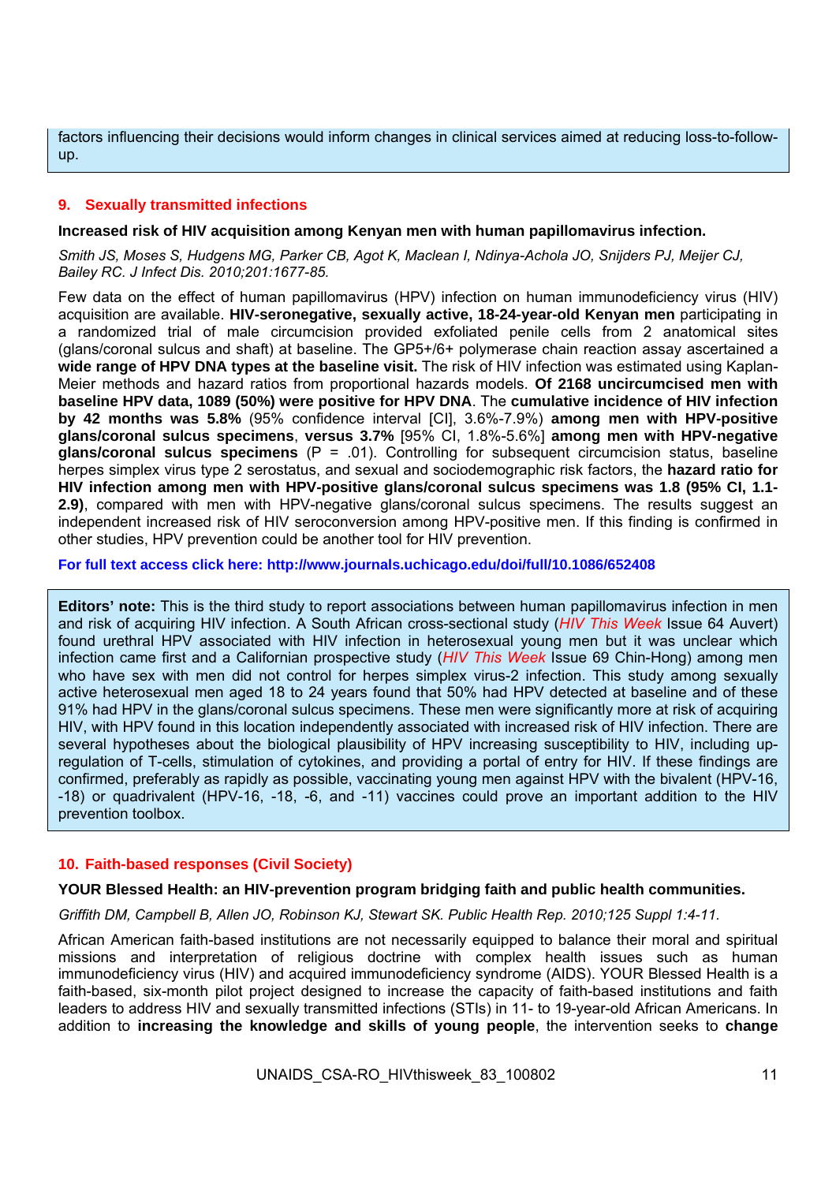factors influencing their decisions would inform changes in clinical services aimed at reducing loss-to-follow-up.

## 9. Sexually transmitted infections

**Increased risk of HIV acquisition among Kenyan men with human papillomavirus infection.**

*Smith JS, Moses S, Hudgens MG, Parker CB, Agot K, Maclean I, Ndinya-Achola JO, Snijders PJ, Meijer CJ, Bailey RC. J Infect Dis. 2010;201:1677-85.*

Few data on the effect of human papillomavirus (HPV) infection on human immunodeficiency virus (HIV) acquisition are available. **HIV-seronegative, sexually active, 18-24-year-old Kenyan men** participating in a randomized trial of male circumcision provided exfoliated penile cells from 2 anatomical sites (glans/coronal sulcus and shaft) at baseline. The GP5+/6+ polymerase chain reaction assay ascertained a **wide range of HPV DNA types at the baseline visit.** The risk of HIV infection was estimated using Kaplan-Meier methods and hazard ratios from proportional hazards models. **Of 2168 uncircumcised men with baseline HPV data, 1089 (50%) were positive for HPV DNA**. The **cumulative incidence of HIV infection by 42 months was 5.8%** (95% confidence interval [CI], 3.6%-7.9%) **among men with HPV-positive glans/coronal sulcus specimens**, **versus 3.7%** [95% CI, 1.8%-5.6%] **among men with HPV-negative glans/coronal sulcus specimens** (P = .01). Controlling for subsequent circumcision status, baseline herpes simplex virus type 2 serostatus, and sexual and sociodemographic risk factors, the **hazard ratio for HIV infection among men with HPV-positive glans/coronal sulcus specimens was 1.8 (95% CI, 1.1-2.9)**, compared with men with HPV-negative glans/coronal sulcus specimens. The results suggest an independent increased risk of HIV seroconversion among HPV-positive men. If this finding is confirmed in other studies, HPV prevention could be another tool for HIV prevention.

**For full text access click here: http://www.journals.uchicago.edu/doi/full/10.1086/652408**

**Editors' note:** This is the third study to report associations between human papillomavirus infection in men and risk of acquiring HIV infection. A South African cross-sectional study (*HIV This Week* Issue 64 Auvert) found urethral HPV associated with HIV infection in heterosexual young men but it was unclear which infection came first and a Californian prospective study (*HIV This Week* Issue 69 Chin-Hong) among men who have sex with men did not control for herpes simplex virus-2 infection. This study among sexually active heterosexual men aged 18 to 24 years found that 50% had HPV detected at baseline and of these 91% had HPV in the glans/coronal sulcus specimens. These men were significantly more at risk of acquiring HIV, with HPV found in this location independently associated with increased risk of HIV infection. There are several hypotheses about the biological plausibility of HPV increasing susceptibility to HIV, including up-regulation of T-cells, stimulation of cytokines, and providing a portal of entry for HIV. If these findings are confirmed, preferably as rapidly as possible, vaccinating young men against HPV with the bivalent (HPV-16, -18) or quadrivalent (HPV-16, -18, -6, and -11) vaccines could prove an important addition to the HIV prevention toolbox.

## 10. Faith-based responses (Civil Society)

**YOUR Blessed Health: an HIV-prevention program bridging faith and public health communities.**

*Griffith DM, Campbell B, Allen JO, Robinson KJ, Stewart SK. Public Health Rep. 2010;125 Suppl 1:4-11.*

African American faith-based institutions are not necessarily equipped to balance their moral and spiritual missions and interpretation of religious doctrine with complex health issues such as human immunodeficiency virus (HIV) and acquired immunodeficiency syndrome (AIDS). YOUR Blessed Health is a faith-based, six-month pilot project designed to increase the capacity of faith-based institutions and faith leaders to address HIV and sexually transmitted infections (STIs) in 11- to 19-year-old African Americans. In addition to **increasing the knowledge and skills of young people**, the intervention seeks to **change**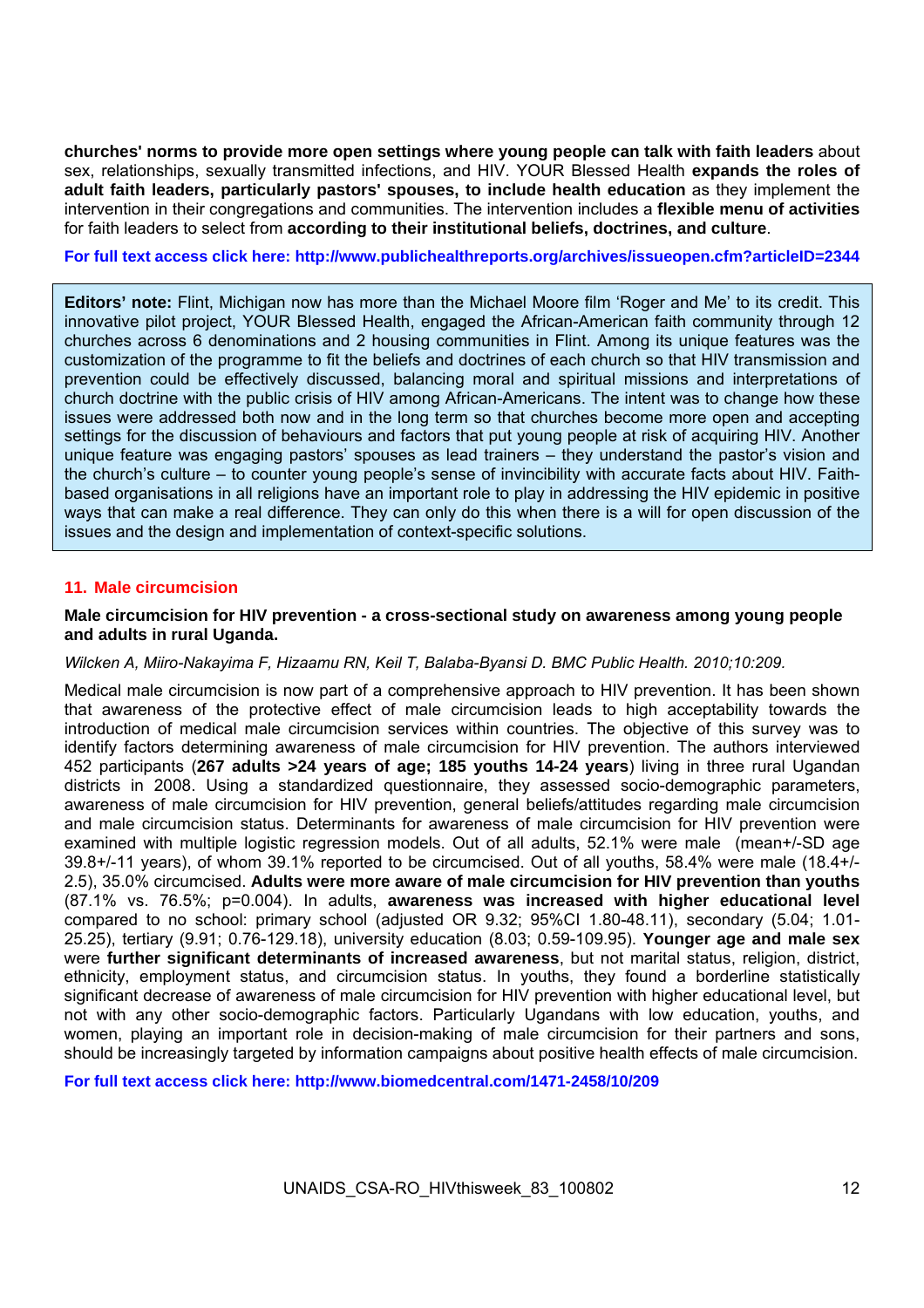**churches' norms to provide more open settings where young people can talk with faith leaders** about sex, relationships, sexually transmitted infections, and HIV. YOUR Blessed Health **expands the roles of adult faith leaders, particularly pastors' spouses, to include health education** as they implement the intervention in their congregations and communities. The intervention includes a **flexible menu of activities** for faith leaders to select from **according to their institutional beliefs, doctrines, and culture**.

**For full text access click here: http://www.publichealthreports.org/archives/issueopen.cfm?articleID=2344**

> **Editors' note:** Flint, Michigan now has more than the Michael Moore film 'Roger and Me' to its credit. This innovative pilot project, YOUR Blessed Health, engaged the African-American faith community through 12 churches across 6 denominations and 2 housing communities in Flint. Among its unique features was the customization of the programme to fit the beliefs and doctrines of each church so that HIV transmission and prevention could be effectively discussed, balancing moral and spiritual missions and interpretations of church doctrine with the public crisis of HIV among African-Americans. The intent was to change how these issues were addressed both now and in the long term so that churches become more open and accepting settings for the discussion of behaviours and factors that put young people at risk of acquiring HIV. Another unique feature was engaging pastors' spouses as lead trainers – they understand the pastor's vision and the church's culture – to counter young people's sense of invincibility with accurate facts about HIV. Faith-based organisations in all religions have an important role to play in addressing the HIV epidemic in positive ways that can make a real difference. They can only do this when there is a will for open discussion of the issues and the design and implementation of context-specific solutions.

## 11. Male circumcision

### Male circumcision for HIV prevention - a cross-sectional study on awareness among young people and adults in rural Uganda.

*Wilcken A, Miiro-Nakayima F, Hizaamu RN, Keil T, Balaba-Byansi D. BMC Public Health. 2010;10:209.*

Medical male circumcision is now part of a comprehensive approach to HIV prevention. It has been shown that awareness of the protective effect of male circumcision leads to high acceptability towards the introduction of medical male circumcision services within countries. The objective of this survey was to identify factors determining awareness of male circumcision for HIV prevention. The authors interviewed 452 participants (**267 adults >24 years of age; 185 youths 14-24 years**) living in three rural Ugandan districts in 2008. Using a standardized questionnaire, they assessed socio-demographic parameters, awareness of male circumcision for HIV prevention, general beliefs/attitudes regarding male circumcision and male circumcision status. Determinants for awareness of male circumcision for HIV prevention were examined with multiple logistic regression models. Out of all adults, 52.1% were male (mean+/-SD age 39.8+/-11 years), of whom 39.1% reported to be circumcised. Out of all youths, 58.4% were male (18.4+/-2.5), 35.0% circumcised. **Adults were more aware of male circumcision for HIV prevention than youths** (87.1% vs. 76.5%; p=0.004). In adults, **awareness was increased with higher educational level** compared to no school: primary school (adjusted OR 9.32; 95%CI 1.80-48.11), secondary (5.04; 1.01-25.25), tertiary (9.91; 0.76-129.18), university education (8.03; 0.59-109.95). **Younger age and male sex** were **further significant determinants of increased awareness**, but not marital status, religion, district, ethnicity, employment status, and circumcision status. In youths, they found a borderline statistically significant decrease of awareness of male circumcision for HIV prevention with higher educational level, but not with any other socio-demographic factors. Particularly Ugandans with low education, youths, and women, playing an important role in decision-making of male circumcision for their partners and sons, should be increasingly targeted by information campaigns about positive health effects of male circumcision.

**For full text access click here: http://www.biomedcentral.com/1471-2458/10/209**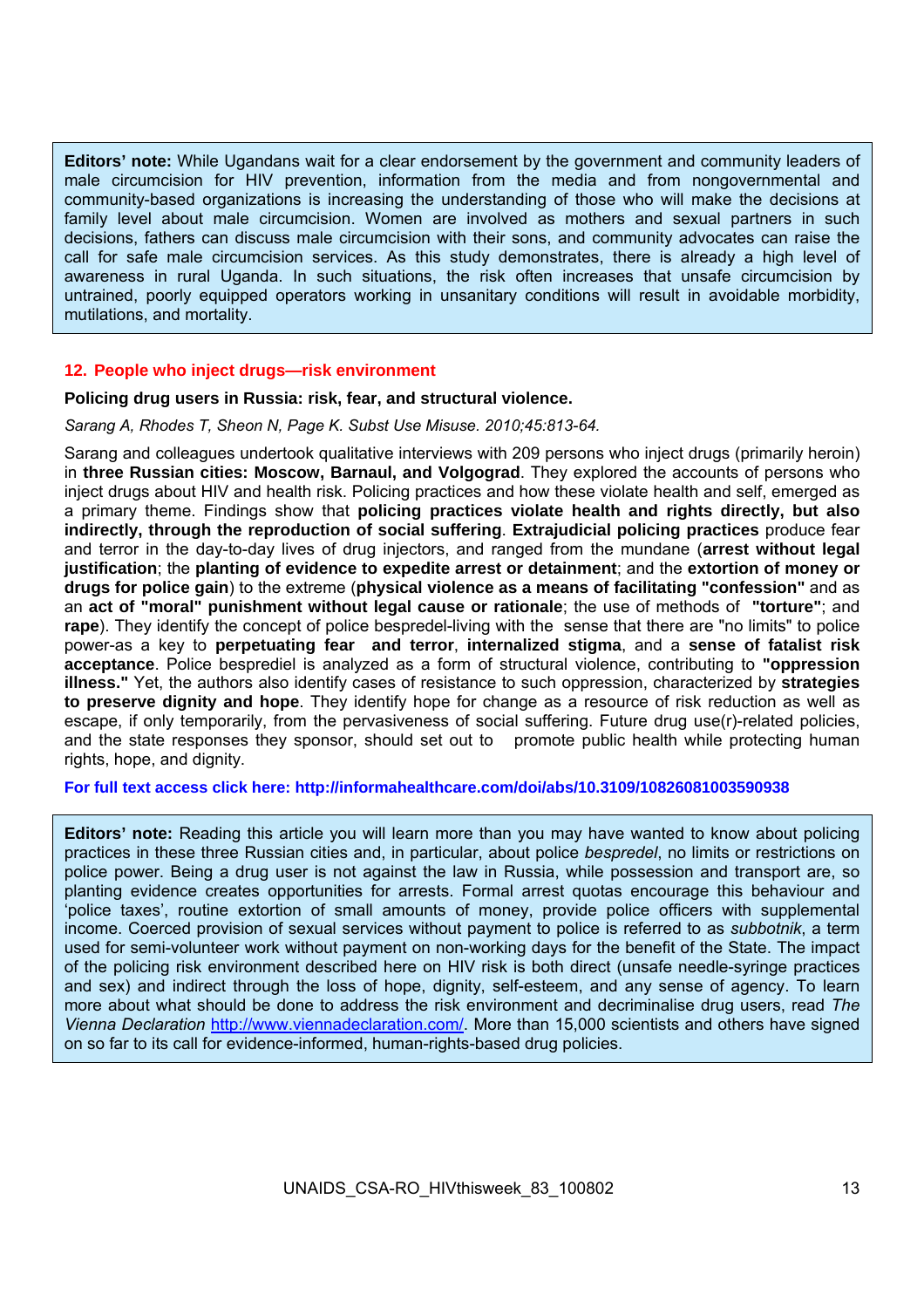**Editors' note:** While Ugandans wait for a clear endorsement by the government and community leaders of male circumcision for HIV prevention, information from the media and from nongovernmental and community-based organizations is increasing the understanding of those who will make the decisions at family level about male circumcision. Women are involved as mothers and sexual partners in such decisions, fathers can discuss male circumcision with their sons, and community advocates can raise the call for safe male circumcision services. As this study demonstrates, there is already a high level of awareness in rural Uganda. In such situations, the risk often increases that unsafe circumcision by untrained, poorly equipped operators working in unsanitary conditions will result in avoidable morbidity, mutilations, and mortality.

## 12. People who inject drugs—risk environment

### Policing drug users in Russia: risk, fear, and structural violence.

*Sarang A, Rhodes T, Sheon N, Page K. Subst Use Misuse. 2010;45:813-64.*

Sarang and colleagues undertook qualitative interviews with 209 persons who inject drugs (primarily heroin) in **three Russian cities: Moscow, Barnaul, and Volgograd**. They explored the accounts of persons who inject drugs about HIV and health risk. Policing practices and how these violate health and self, emerged as a primary theme. Findings show that **policing practices violate health and rights directly, but also indirectly, through the reproduction of social suffering**. **Extrajudicial policing practices** produce fear and terror in the day-to-day lives of drug injectors, and ranged from the mundane (**arrest without legal justification**; the **planting of evidence to expedite arrest or detainment**; and the **extortion of money or drugs for police gain**) to the extreme (**physical violence as a means of facilitating "confession"** and as an **act of "moral" punishment without legal cause or rationale**; the use of methods of **"torture"**; and **rape**). They identify the concept of police bespredel-living with the sense that there are "no limits" to police power-as a key to **perpetuating fear and terror**, **internalized stigma**, and a **sense of fatalist risk acceptance**. Police bespredel is analyzed as a form of structural violence, contributing to **"oppression illness."** Yet, the authors also identify cases of resistance to such oppression, characterized by **strategies to preserve dignity and hope**. They identify hope for change as a resource of risk reduction as well as escape, if only temporarily, from the pervasiveness of social suffering. Future drug use(r)-related policies, and the state responses they sponsor, should set out to promote public health while protecting human rights, hope, and dignity.

**For full text access click here: http://informahealthcare.com/doi/abs/10.3109/10826081003590938**

**Editors' note:** Reading this article you will learn more than you may have wanted to know about policing practices in these three Russian cities and, in particular, about police *bespredel*, no limits or restrictions on police power. Being a drug user is not against the law in Russia, while possession and transport are, so planting evidence creates opportunities for arrests. Formal arrest quotas encourage this behaviour and 'police taxes', routine extortion of small amounts of money, provide police officers with supplemental income. Coerced provision of sexual services without payment to police is referred to as *subbotnik*, a term used for semi-volunteer work without payment on non-working days for the benefit of the State. The impact of the policing risk environment described here on HIV risk is both direct (unsafe needle-syringe practices and sex) and indirect through the loss of hope, dignity, self-esteem, and any sense of agency. To learn more about what should be done to address the risk environment and decriminalise drug users, read *The Vienna Declaration* http://www.viennadeclaration.com/. More than 15,000 scientists and others have signed on so far to its call for evidence-informed, human-rights-based drug policies.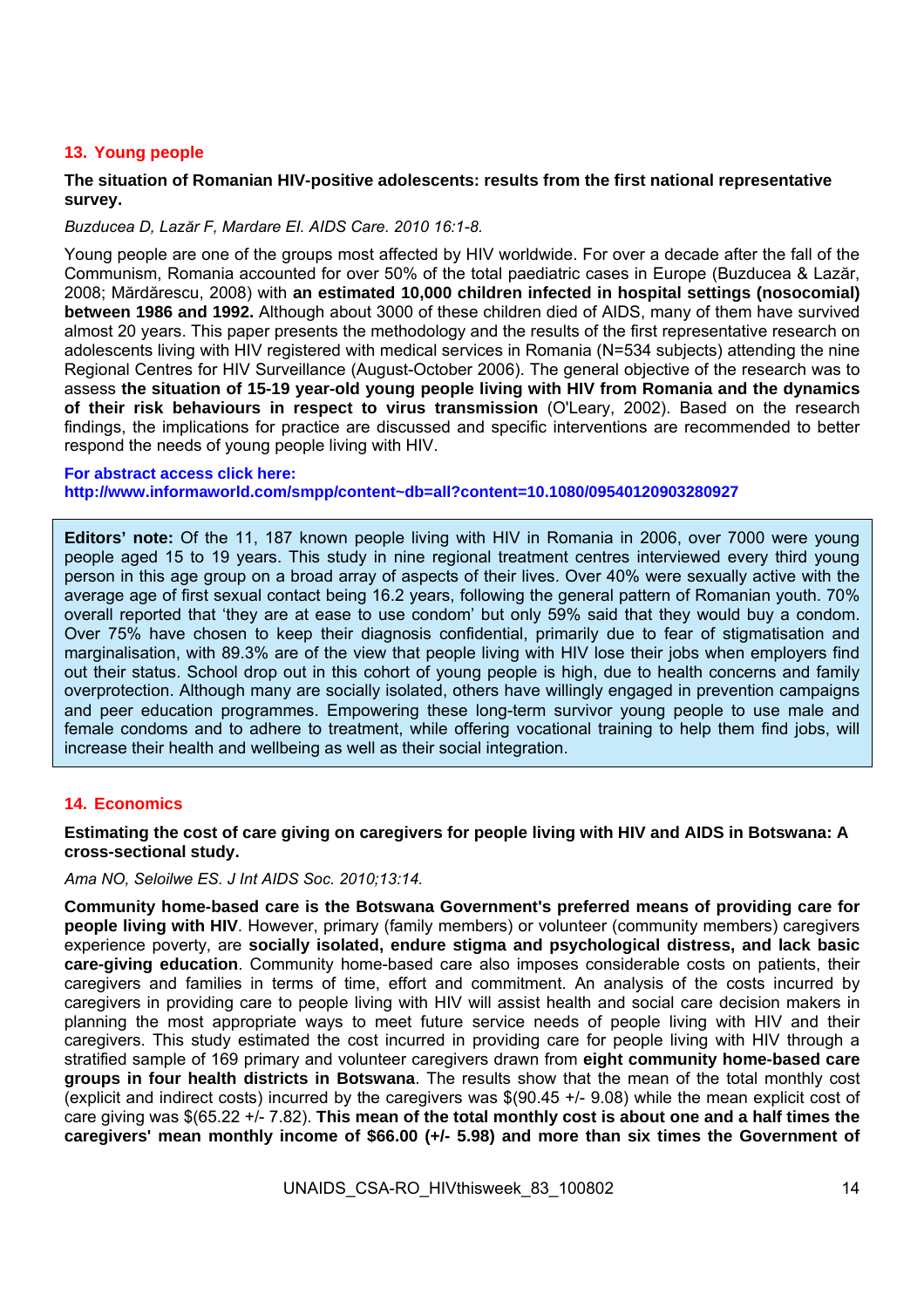## 13. Young people

**The situation of Romanian HIV-positive adolescents: results from the first national representative survey.**

*Buzducea D, Lazăr F, Mardare EI. AIDS Care. 2010 16:1-8.*

Young people are one of the groups most affected by HIV worldwide. For over a decade after the fall of the Communism, Romania accounted for over 50% of the total paediatric cases in Europe (Buzducea & Lazăr, 2008; Mărdărescu, 2008) with **an estimated 10,000 children infected in hospital settings (nosocomial) between 1986 and 1992.** Although about 3000 of these children died of AIDS, many of them have survived almost 20 years. This paper presents the methodology and the results of the first representative research on adolescents living with HIV registered with medical services in Romania (N=534 subjects) attending the nine Regional Centres for HIV Surveillance (August-October 2006). The general objective of the research was to assess **the situation of 15-19 year-old young people living with HIV from Romania and the dynamics of their risk behaviours in respect to virus transmission** (O'Leary, 2002). Based on the research findings, the implications for practice are discussed and specific interventions are recommended to better respond the needs of young people living with HIV.

**For abstract access click here:**
**http://www.informaworld.com/smpp/content~db=all?content=10.1080/09540120903280927**

> **Editors' note:** Of the 11, 187 known people living with HIV in Romania in 2006, over 7000 were young people aged 15 to 19 years. This study in nine regional treatment centres interviewed every third young person in this age group on a broad array of aspects of their lives. Over 40% were sexually active with the average age of first sexual contact being 16.2 years, following the general pattern of Romanian youth. 70% overall reported that 'they are at ease to use condom' but only 59% said that they would buy a condom. Over 75% have chosen to keep their diagnosis confidential, primarily due to fear of stigmatisation and marginalisation, with 89.3% are of the view that people living with HIV lose their jobs when employers find out their status. School drop out in this cohort of young people is high, due to health concerns and family overprotection. Although many are socially isolated, others have willingly engaged in prevention campaigns and peer education programmes. Empowering these long-term survivor young people to use male and female condoms and to adhere to treatment, while offering vocational training to help them find jobs, will increase their health and wellbeing as well as their social integration.

## 14. Economics

**Estimating the cost of care giving on caregivers for people living with HIV and AIDS in Botswana: A cross-sectional study.**

*Ama NO, Seloilwe ES. J Int AIDS Soc. 2010;13:14.*

**Community home-based care is the Botswana Government's preferred means of providing care for people living with HIV**. However, primary (family members) or volunteer (community members) caregivers experience poverty, are **socially isolated, endure stigma and psychological distress, and lack basic care-giving education**. Community home-based care also imposes considerable costs on patients, their caregivers and families in terms of time, effort and commitment. An analysis of the costs incurred by caregivers in providing care to people living with HIV will assist health and social care decision makers in planning the most appropriate ways to meet future service needs of people living with HIV and their caregivers. This study estimated the cost incurred in providing care for people living with HIV through a stratified sample of 169 primary and volunteer caregivers drawn from **eight community home-based care groups in four health districts in Botswana**. The results show that the mean of the total monthly cost (explicit and indirect costs) incurred by the caregivers was $(90.45 +/- 9.08) while the mean explicit cost of care giving was $(65.22 +/- 7.82). **This mean of the total monthly cost is about one and a half times the caregivers' mean monthly income of $66.00 (+/- 5.98) and more than six times the Government of**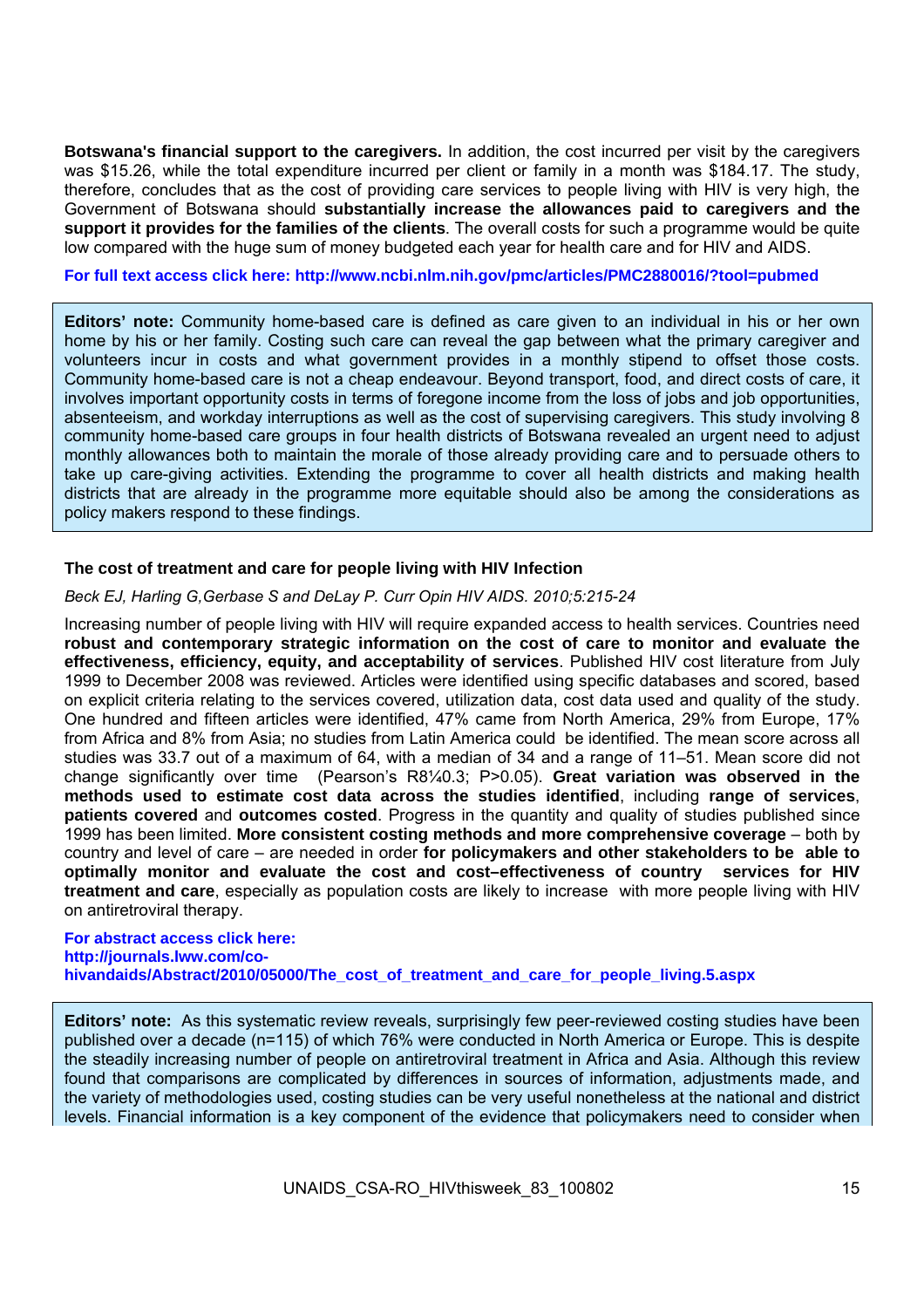**Botswana's financial support to the caregivers.** In addition, the cost incurred per visit by the caregivers was $15.26, while the total expenditure incurred per client or family in a month was $184.17. The study, therefore, concludes that as the cost of providing care services to people living with HIV is very high, the Government of Botswana should **substantially increase the allowances paid to caregivers and the support it provides for the families of the clients**. The overall costs for such a programme would be quite low compared with the huge sum of money budgeted each year for health care and for HIV and AIDS.

**For full text access click here: http://www.ncbi.nlm.nih.gov/pmc/articles/PMC2880016/?tool=pubmed**

**Editors' note:** Community home-based care is defined as care given to an individual in his or her own home by his or her family. Costing such care can reveal the gap between what the primary caregiver and volunteers incur in costs and what government provides in a monthly stipend to offset those costs. Community home-based care is not a cheap endeavour. Beyond transport, food, and direct costs of care, it involves important opportunity costs in terms of foregone income from the loss of jobs and job opportunities, absenteeism, and workday interruptions as well as the cost of supervising caregivers. This study involving 8 community home-based care groups in four health districts of Botswana revealed an urgent need to adjust monthly allowances both to maintain the morale of those already providing care and to persuade others to take up care-giving activities. Extending the programme to cover all health districts and making health districts that are already in the programme more equitable should also be among the considerations as policy makers respond to these findings.

### The cost of treatment and care for people living with HIV Infection

*Beck EJ, Harling G,Gerbase S and DeLay P. Curr Opin HIV AIDS. 2010;5:215-24*

Increasing number of people living with HIV will require expanded access to health services. Countries need **robust and contemporary strategic information on the cost of care to monitor and evaluate the effectiveness, efficiency, equity, and acceptability of services**. Published HIV cost literature from July 1999 to December 2008 was reviewed. Articles were identified using specific databases and scored, based on explicit criteria relating to the services covered, utilization data, cost data used and quality of the study. One hundred and fifteen articles were identified, 47% came from North America, 29% from Europe, 17% from Africa and 8% from Asia; no studies from Latin America could be identified. The mean score across all studies was 33.7 out of a maximum of 64, with a median of 34 and a range of 11–51. Mean score did not change significantly over time (Pearson's R8¼0.3; P>0.05). **Great variation was observed in the methods used to estimate cost data across the studies identified**, including **range of services**, **patients covered** and **outcomes costed**. Progress in the quantity and quality of studies published since 1999 has been limited. **More consistent costing methods and more comprehensive coverage** – both by country and level of care – are needed in order **for policymakers and other stakeholders to be able to optimally monitor and evaluate the cost and cost–effectiveness of country services for HIV treatment and care**, especially as population costs are likely to increase with more people living with HIV on antiretroviral therapy.

**For abstract access click here: http://journals.lww.com/co-hivandaids/Abstract/2010/05000/The_cost_of_treatment_and_care_for_people_living.5.aspx**

**Editors' note:** As this systematic review reveals, surprisingly few peer-reviewed costing studies have been published over a decade (n=115) of which 76% were conducted in North America or Europe. This is despite the steadily increasing number of people on antiretroviral treatment in Africa and Asia. Although this review found that comparisons are complicated by differences in sources of information, adjustments made, and the variety of methodologies used, costing studies can be very useful nonetheless at the national and district levels. Financial information is a key component of the evidence that policymakers need to consider when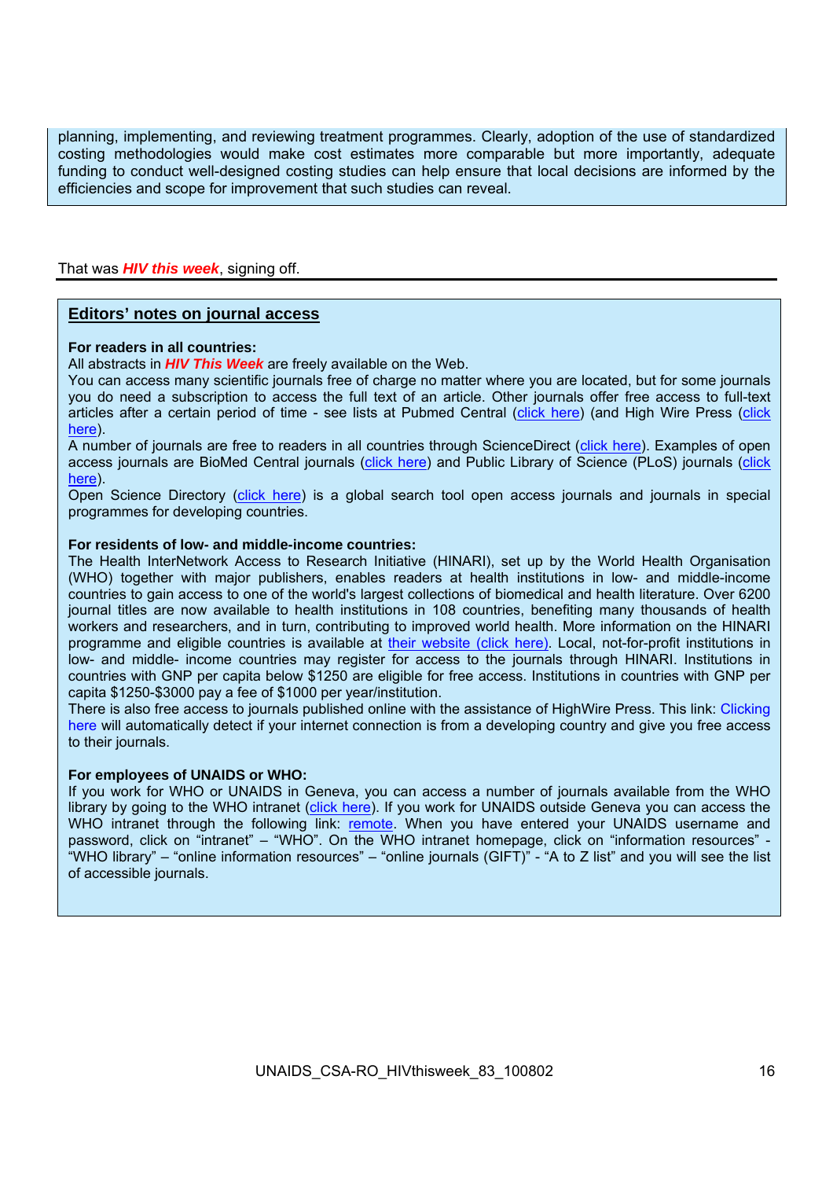planning, implementing, and reviewing treatment programmes. Clearly, adoption of the use of standardized costing methodologies would make cost estimates more comparable but more importantly, adequate funding to conduct well-designed costing studies can help ensure that local decisions are informed by the efficiencies and scope for improvement that such studies can reveal.

That was ***HIV this week***, signing off.

## Editors' notes on journal access

**For readers in all countries:**

All abstracts in ***HIV This Week*** are freely available on the Web.

You can access many scientific journals free of charge no matter where you are located, but for some journals you do need a subscription to access the full text of an article. Other journals offer free access to full-text articles after a certain period of time - see lists at Pubmed Central (click here) (and High Wire Press (click here).

A number of journals are free to readers in all countries through ScienceDirect (click here). Examples of open access journals are BioMed Central journals (click here) and Public Library of Science (PLoS) journals (click here).

Open Science Directory (click here) is a global search tool open access journals and journals in special programmes for developing countries.

**For residents of low- and middle-income countries:**

The Health InterNetwork Access to Research Initiative (HINARI), set up by the World Health Organisation (WHO) together with major publishers, enables readers at health institutions in low- and middle-income countries to gain access to one of the world's largest collections of biomedical and health literature. Over 6200 journal titles are now available to health institutions in 108 countries, benefiting many thousands of health workers and researchers, and in turn, contributing to improved world health. More information on the HINARI programme and eligible countries is available at their website (click here). Local, not-for-profit institutions in low- and middle- income countries may register for access to the journals through HINARI. Institutions in countries with GNP per capita below $1250 are eligible for free access. Institutions in countries with GNP per capita $1250-$3000 pay a fee of $1000 per year/institution.

There is also free access to journals published online with the assistance of HighWire Press. This link: Clicking here will automatically detect if your internet connection is from a developing country and give you free access to their journals.

**For employees of UNAIDS or WHO:**

If you work for WHO or UNAIDS in Geneva, you can access a number of journals available from the WHO library by going to the WHO intranet (click here). If you work for UNAIDS outside Geneva you can access the WHO intranet through the following link: remote. When you have entered your UNAIDS username and password, click on "intranet" – "WHO". On the WHO intranet homepage, click on "information resources" - "WHO library" – "online information resources" – "online journals (GIFT)" - "A to Z list" and you will see the list of accessible journals.